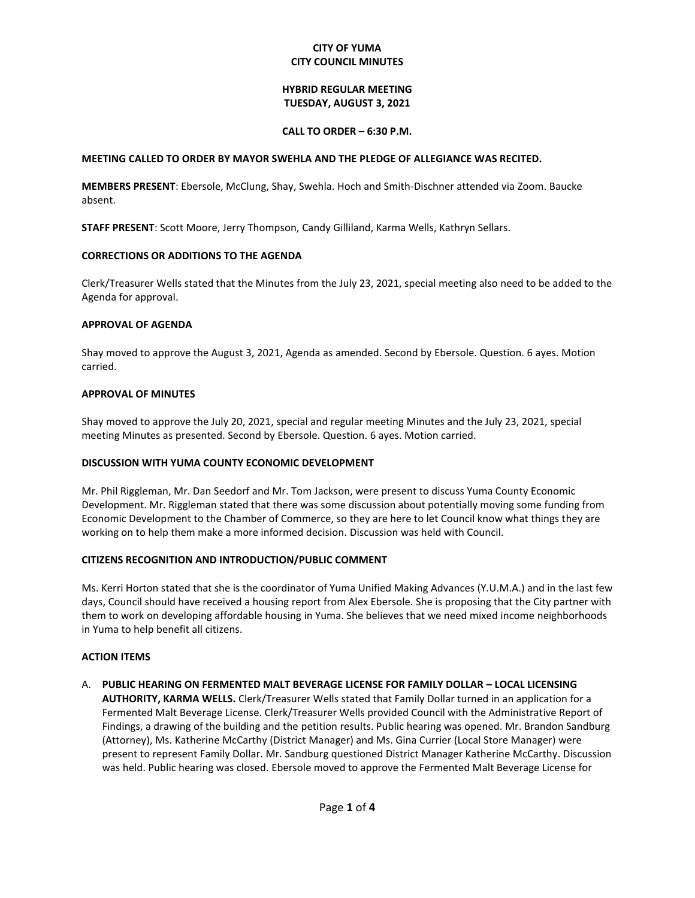# CITY OF YUMA
# CITY COUNCIL MINUTES

## HYBRID REGULAR MEETING
## TUESDAY, AUGUST 3, 2021

### CALL TO ORDER – 6:30 P.M.

**MEETING CALLED TO ORDER BY MAYOR SWEHLA AND THE PLEDGE OF ALLEGIANCE WAS RECITED.**

**MEMBERS PRESENT**: Ebersole, McClung, Shay, Swehla. Hoch and Smith-Dischner attended via Zoom. Baucke absent.

**STAFF PRESENT**: Scott Moore, Jerry Thompson, Candy Gilliland, Karma Wells, Kathryn Sellars.

**CORRECTIONS OR ADDITIONS TO THE AGENDA**

Clerk/Treasurer Wells stated that the Minutes from the July 23, 2021, special meeting also need to be added to the Agenda for approval.

**APPROVAL OF AGENDA**

Shay moved to approve the August 3, 2021, Agenda as amended. Second by Ebersole. Question. 6 ayes. Motion carried.

**APPROVAL OF MINUTES**

Shay moved to approve the July 20, 2021, special and regular meeting Minutes and the July 23, 2021, special meeting Minutes as presented. Second by Ebersole. Question. 6 ayes. Motion carried.

**DISCUSSION WITH YUMA COUNTY ECONOMIC DEVELOPMENT**

Mr. Phil Riggleman, Mr. Dan Seedorf and Mr. Tom Jackson, were present to discuss Yuma County Economic Development. Mr. Riggleman stated that there was some discussion about potentially moving some funding from Economic Development to the Chamber of Commerce, so they are here to let Council know what things they are working on to help them make a more informed decision. Discussion was held with Council.

**CITIZENS RECOGNITION AND INTRODUCTION/PUBLIC COMMENT**

Ms. Kerri Horton stated that she is the coordinator of Yuma Unified Making Advances (Y.U.M.A.) and in the last few days, Council should have received a housing report from Alex Ebersole. She is proposing that the City partner with them to work on developing affordable housing in Yuma. She believes that we need mixed income neighborhoods in Yuma to help benefit all citizens.

**ACTION ITEMS**

A. **PUBLIC HEARING ON FERMENTED MALT BEVERAGE LICENSE FOR FAMILY DOLLAR – LOCAL LICENSING AUTHORITY, KARMA WELLS.** Clerk/Treasurer Wells stated that Family Dollar turned in an application for a Fermented Malt Beverage License. Clerk/Treasurer Wells provided Council with the Administrative Report of Findings, a drawing of the building and the petition results. Public hearing was opened. Mr. Brandon Sandburg (Attorney), Ms. Katherine McCarthy (District Manager) and Ms. Gina Currier (Local Store Manager) were present to represent Family Dollar. Mr. Sandburg questioned District Manager Katherine McCarthy. Discussion was held. Public hearing was closed. Ebersole moved to approve the Fermented Malt Beverage License for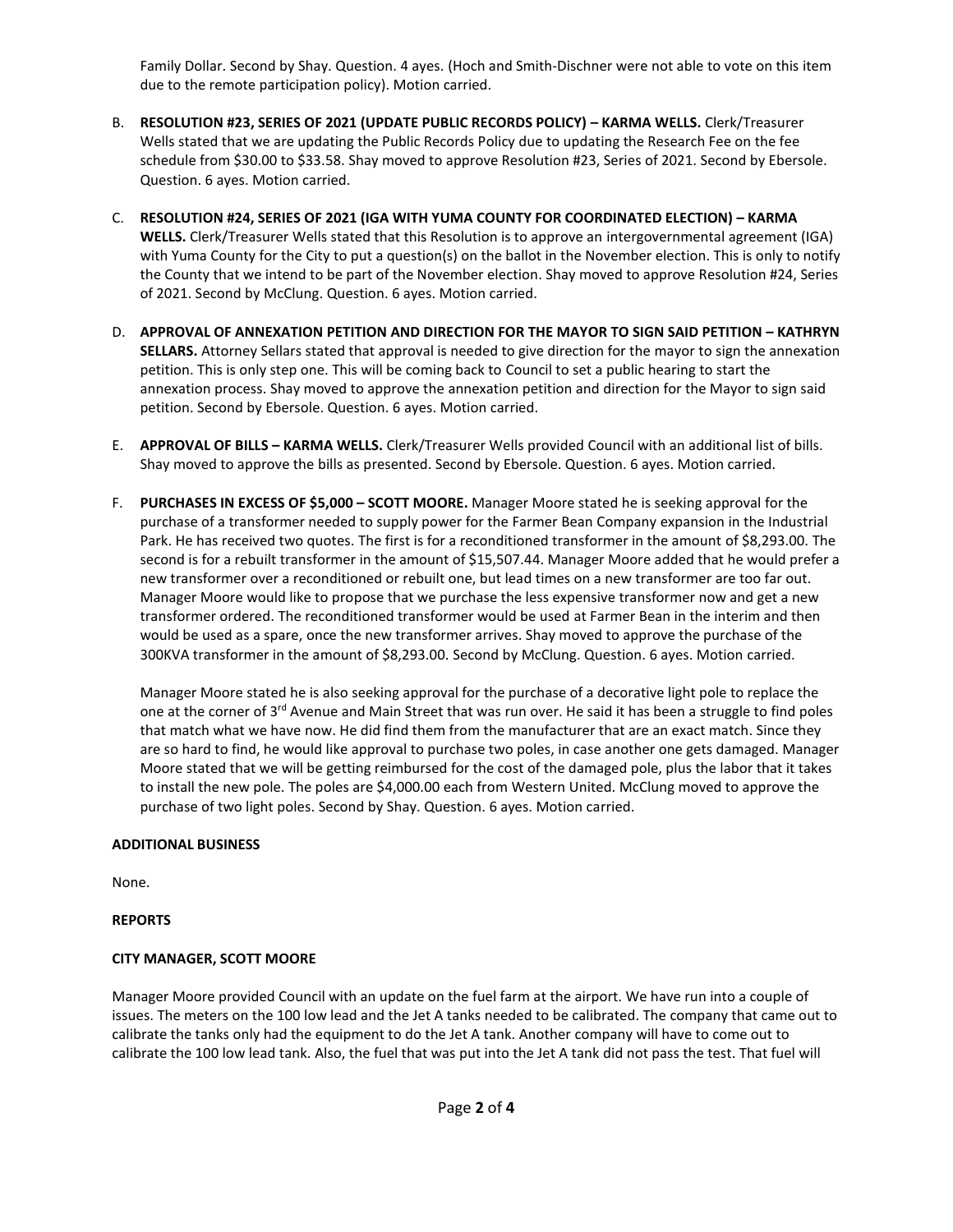Family Dollar. Second by Shay. Question. 4 ayes. (Hoch and Smith-Dischner were not able to vote on this item due to the remote participation policy). Motion carried.

B. **RESOLUTION #23, SERIES OF 2021 (UPDATE PUBLIC RECORDS POLICY) – KARMA WELLS.** Clerk/Treasurer Wells stated that we are updating the Public Records Policy due to updating the Research Fee on the fee schedule from $30.00 to $33.58. Shay moved to approve Resolution #23, Series of 2021. Second by Ebersole. Question. 6 ayes. Motion carried.

C. **RESOLUTION #24, SERIES OF 2021 (IGA WITH YUMA COUNTY FOR COORDINATED ELECTION) – KARMA WELLS.** Clerk/Treasurer Wells stated that this Resolution is to approve an intergovernmental agreement (IGA) with Yuma County for the City to put a question(s) on the ballot in the November election. This is only to notify the County that we intend to be part of the November election. Shay moved to approve Resolution #24, Series of 2021. Second by McClung. Question. 6 ayes. Motion carried.

D. **APPROVAL OF ANNEXATION PETITION AND DIRECTION FOR THE MAYOR TO SIGN SAID PETITION – KATHRYN SELLARS.** Attorney Sellars stated that approval is needed to give direction for the mayor to sign the annexation petition. This is only step one. This will be coming back to Council to set a public hearing to start the annexation process. Shay moved to approve the annexation petition and direction for the Mayor to sign said petition. Second by Ebersole. Question. 6 ayes. Motion carried.

E. **APPROVAL OF BILLS – KARMA WELLS.** Clerk/Treasurer Wells provided Council with an additional list of bills. Shay moved to approve the bills as presented. Second by Ebersole. Question. 6 ayes. Motion carried.

F. **PURCHASES IN EXCESS OF $5,000 – SCOTT MOORE.** Manager Moore stated he is seeking approval for the purchase of a transformer needed to supply power for the Farmer Bean Company expansion in the Industrial Park. He has received two quotes. The first is for a reconditioned transformer in the amount of $8,293.00. The second is for a rebuilt transformer in the amount of $15,507.44. Manager Moore added that he would prefer a new transformer over a reconditioned or rebuilt one, but lead times on a new transformer are too far out. Manager Moore would like to propose that we purchase the less expensive transformer now and get a new transformer ordered. The reconditioned transformer would be used at Farmer Bean in the interim and then would be used as a spare, once the new transformer arrives. Shay moved to approve the purchase of the 300KVA transformer in the amount of $8,293.00. Second by McClung. Question. 6 ayes. Motion carried.

   Manager Moore stated he is also seeking approval for the purchase of a decorative light pole to replace the one at the corner of 3rd Avenue and Main Street that was run over. He said it has been a struggle to find poles that match what we have now. He did find them from the manufacturer that are an exact match. Since they are so hard to find, he would like approval to purchase two poles, in case another one gets damaged. Manager Moore stated that we will be getting reimbursed for the cost of the damaged pole, plus the labor that it takes to install the new pole. The poles are $4,000.00 each from Western United. McClung moved to approve the purchase of two light poles. Second by Shay. Question. 6 ayes. Motion carried.

**ADDITIONAL BUSINESS**

None.

**REPORTS**

**CITY MANAGER, SCOTT MOORE**

Manager Moore provided Council with an update on the fuel farm at the airport. We have run into a couple of issues. The meters on the 100 low lead and the Jet A tanks needed to be calibrated. The company that came out to calibrate the tanks only had the equipment to do the Jet A tank. Another company will have to come out to calibrate the 100 low lead tank. Also, the fuel that was put into the Jet A tank did not pass the test. That fuel will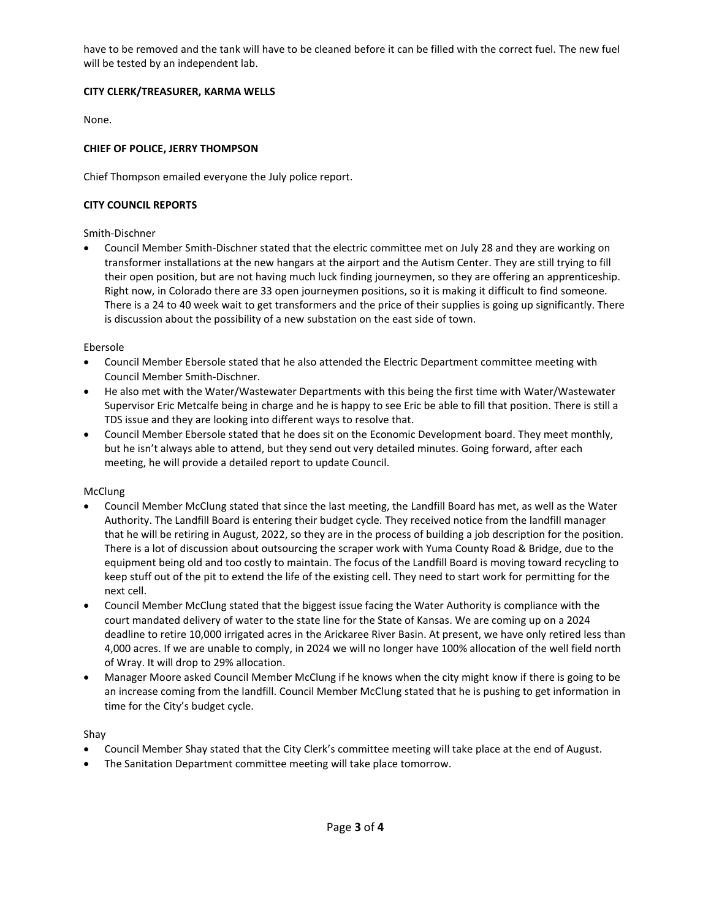have to be removed and the tank will have to be cleaned before it can be filled with the correct fuel. The new fuel will be tested by an independent lab.

**CITY CLERK/TREASURER, KARMA WELLS**

None.

**CHIEF OF POLICE, JERRY THOMPSON**

Chief Thompson emailed everyone the July police report.

**CITY COUNCIL REPORTS**

Smith-Dischner

- Council Member Smith-Dischner stated that the electric committee met on July 28 and they are working on transformer installations at the new hangars at the airport and the Autism Center. They are still trying to fill their open position, but are not having much luck finding journeymen, so they are offering an apprenticeship. Right now, in Colorado there are 33 open journeymen positions, so it is making it difficult to find someone. There is a 24 to 40 week wait to get transformers and the price of their supplies is going up significantly. There is discussion about the possibility of a new substation on the east side of town.

Ebersole

- Council Member Ebersole stated that he also attended the Electric Department committee meeting with Council Member Smith-Dischner.
- He also met with the Water/Wastewater Departments with this being the first time with Water/Wastewater Supervisor Eric Metcalfe being in charge and he is happy to see Eric be able to fill that position. There is still a TDS issue and they are looking into different ways to resolve that.
- Council Member Ebersole stated that he does sit on the Economic Development board. They meet monthly, but he isn't always able to attend, but they send out very detailed minutes. Going forward, after each meeting, he will provide a detailed report to update Council.

McClung

- Council Member McClung stated that since the last meeting, the Landfill Board has met, as well as the Water Authority. The Landfill Board is entering their budget cycle. They received notice from the landfill manager that he will be retiring in August, 2022, so they are in the process of building a job description for the position. There is a lot of discussion about outsourcing the scraper work with Yuma County Road & Bridge, due to the equipment being old and too costly to maintain. The focus of the Landfill Board is moving toward recycling to keep stuff out of the pit to extend the life of the existing cell. They need to start work for permitting for the next cell.
- Council Member McClung stated that the biggest issue facing the Water Authority is compliance with the court mandated delivery of water to the state line for the State of Kansas. We are coming up on a 2024 deadline to retire 10,000 irrigated acres in the Arickaree River Basin. At present, we have only retired less than 4,000 acres. If we are unable to comply, in 2024 we will no longer have 100% allocation of the well field north of Wray. It will drop to 29% allocation.
- Manager Moore asked Council Member McClung if he knows when the city might know if there is going to be an increase coming from the landfill. Council Member McClung stated that he is pushing to get information in time for the City's budget cycle.

Shay

- Council Member Shay stated that the City Clerk's committee meeting will take place at the end of August.
- The Sanitation Department committee meeting will take place tomorrow.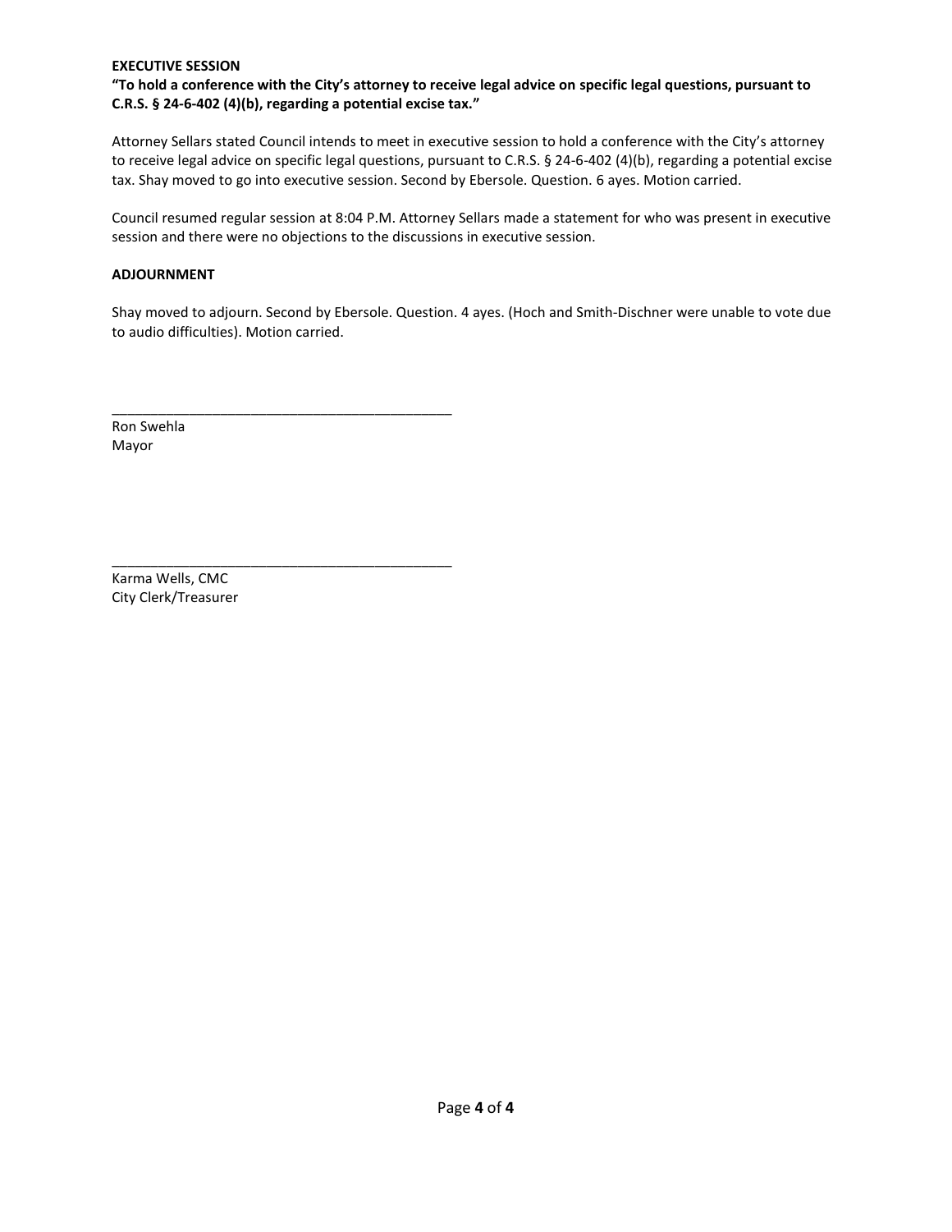**EXECUTIVE SESSION**

**"To hold a conference with the City's attorney to receive legal advice on specific legal questions, pursuant to C.R.S. § 24-6-402 (4)(b), regarding a potential excise tax."**

Attorney Sellars stated Council intends to meet in executive session to hold a conference with the City's attorney to receive legal advice on specific legal questions, pursuant to C.R.S. § 24-6-402 (4)(b), regarding a potential excise tax. Shay moved to go into executive session. Second by Ebersole. Question. 6 ayes. Motion carried.

Council resumed regular session at 8:04 P.M. Attorney Sellars made a statement for who was present in executive session and there were no objections to the discussions in executive session.

**ADJOURNMENT**

Shay moved to adjourn. Second by Ebersole. Question. 4 ayes. (Hoch and Smith-Dischner were unable to vote due to audio difficulties). Motion carried.

\_\_\_\_\_\_\_\_\_\_\_\_\_\_\_\_\_\_\_\_\_\_\_\_\_\_\_\_\_\_\_\_\_\_\_\_\_\_\_\_\_\_\_\_
Ron Swehla
Mayor

\_\_\_\_\_\_\_\_\_\_\_\_\_\_\_\_\_\_\_\_\_\_\_\_\_\_\_\_\_\_\_\_\_\_\_\_\_\_\_\_\_\_\_\_
Karma Wells, CMC
City Clerk/Treasurer